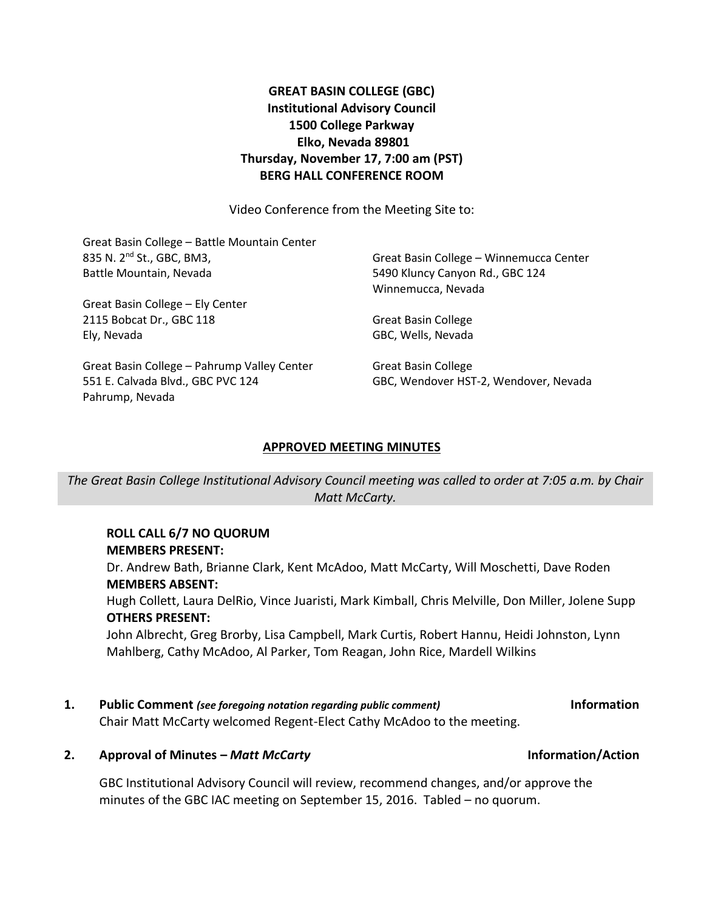**GREAT BASIN COLLEGE (GBC)**
**Institutional Advisory Council**
**1500 College Parkway**
**Elko, Nevada 89801**
**Thursday, November 17, 7:00 am (PST)**
**BERG HALL CONFERENCE ROOM**

Video Conference from the Meeting Site to:

Great Basin College – Battle Mountain Center
835 N. 2nd St., GBC, BM3,
Battle Mountain, Nevada

Great Basin College – Winnemucca Center
5490 Kluncy Canyon Rd., GBC 124
Winnemucca, Nevada

Great Basin College – Ely Center
2115 Bobcat Dr., GBC 118
Ely, Nevada

Great Basin College
GBC, Wells, Nevada

Great Basin College – Pahrump Valley Center
551 E. Calvada Blvd., GBC PVC 124
Pahrump, Nevada

Great Basin College
GBC, Wendover HST-2, Wendover, Nevada

## APPROVED MEETING MINUTES

*The Great Basin College Institutional Advisory Council meeting was called to order at 7:05 a.m. by Chair Matt McCarty.*

**ROLL CALL 6/7 NO QUORUM**

**MEMBERS PRESENT:**
Dr. Andrew Bath, Brianne Clark, Kent McAdoo, Matt McCarty, Will Moschetti, Dave Roden

**MEMBERS ABSENT:**
Hugh Collett, Laura DelRio, Vince Juaristi, Mark Kimball, Chris Melville, Don Miller, Jolene Supp

**OTHERS PRESENT:**
John Albrecht, Greg Brorby, Lisa Campbell, Mark Curtis, Robert Hannu, Heidi Johnston, Lynn Mahlberg, Cathy McAdoo, Al Parker, Tom Reagan, John Rice, Mardell Wilkins

**1. Public Comment** *(see foregoing notation regarding public comment)* **Information**

Chair Matt McCarty welcomed Regent-Elect Cathy McAdoo to the meeting.

**2. Approval of Minutes – *Matt McCarty*** **Information/Action**

GBC Institutional Advisory Council will review, recommend changes, and/or approve the minutes of the GBC IAC meeting on September 15, 2016. Tabled – no quorum.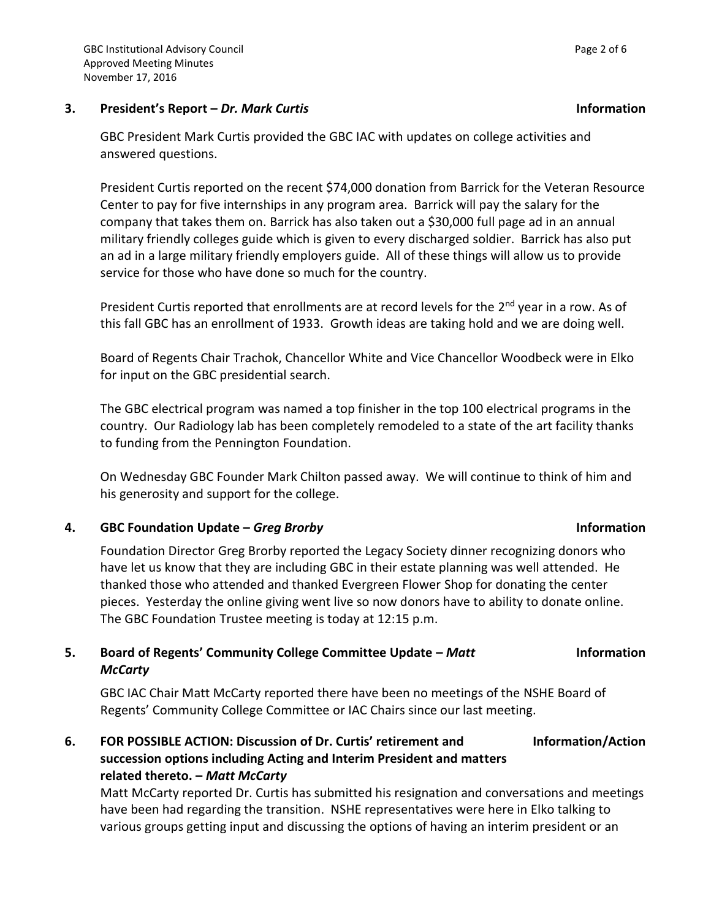## 3. President's Report – *Dr. Mark Curtis* **Information**

GBC President Mark Curtis provided the GBC IAC with updates on college activities and answered questions.

President Curtis reported on the recent $74,000 donation from Barrick for the Veteran Resource Center to pay for five internships in any program area. Barrick will pay the salary for the company that takes them on. Barrick has also taken out a $30,000 full page ad in an annual military friendly colleges guide which is given to every discharged soldier. Barrick has also put an ad in a large military friendly employers guide. All of these things will allow us to provide service for those who have done so much for the country.

President Curtis reported that enrollments are at record levels for the 2nd year in a row. As of this fall GBC has an enrollment of 1933. Growth ideas are taking hold and we are doing well.

Board of Regents Chair Trachok, Chancellor White and Vice Chancellor Woodbeck were in Elko for input on the GBC presidential search.

The GBC electrical program was named a top finisher in the top 100 electrical programs in the country. Our Radiology lab has been completely remodeled to a state of the art facility thanks to funding from the Pennington Foundation.

On Wednesday GBC Founder Mark Chilton passed away. We will continue to think of him and his generosity and support for the college.

## 4. GBC Foundation Update – *Greg Brorby* **Information**

Foundation Director Greg Brorby reported the Legacy Society dinner recognizing donors who have let us know that they are including GBC in their estate planning was well attended. He thanked those who attended and thanked Evergreen Flower Shop for donating the center pieces. Yesterday the online giving went live so now donors have to ability to donate online. The GBC Foundation Trustee meeting is today at 12:15 p.m.

## 5. Board of Regents' Community College Committee Update – *Matt McCarty* **Information**

GBC IAC Chair Matt McCarty reported there have been no meetings of the NSHE Board of Regents' Community College Committee or IAC Chairs since our last meeting.

## 6. FOR POSSIBLE ACTION: Discussion of Dr. Curtis' retirement and succession options including Acting and Interim President and matters related thereto. – *Matt McCarty* **Information/Action**

Matt McCarty reported Dr. Curtis has submitted his resignation and conversations and meetings have been had regarding the transition. NSHE representatives were here in Elko talking to various groups getting input and discussing the options of having an interim president or an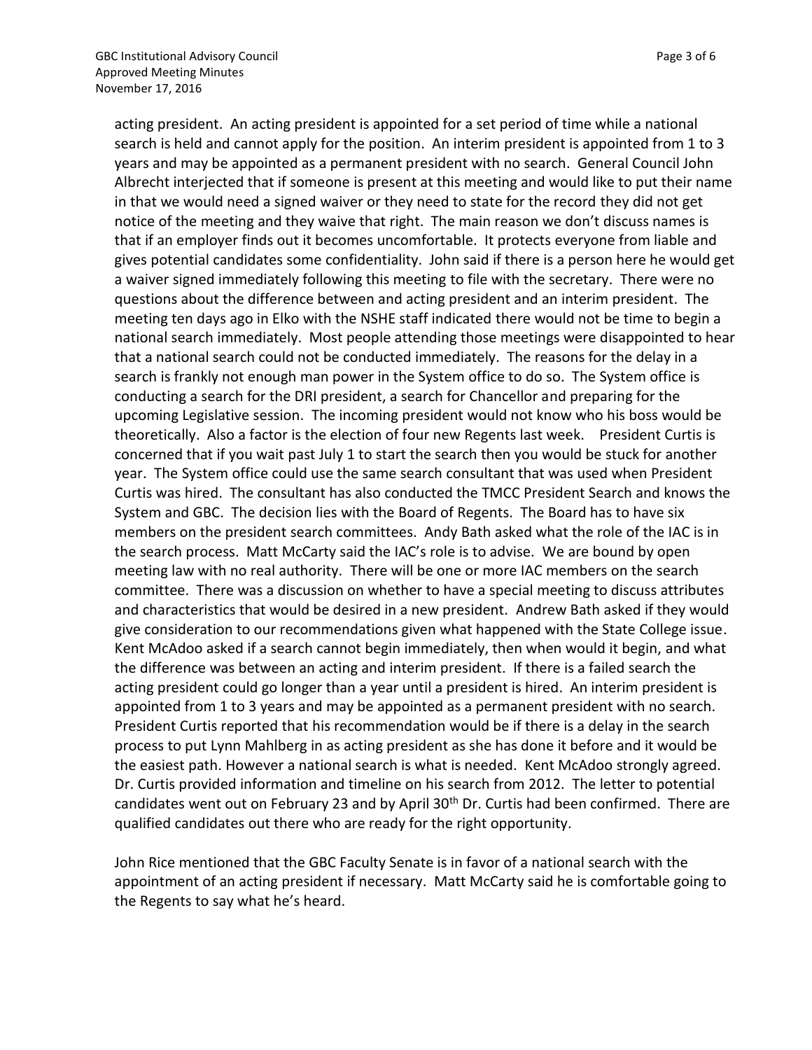acting president. An acting president is appointed for a set period of time while a national search is held and cannot apply for the position. An interim president is appointed from 1 to 3 years and may be appointed as a permanent president with no search. General Council John Albrecht interjected that if someone is present at this meeting and would like to put their name in that we would need a signed waiver or they need to state for the record they did not get notice of the meeting and they waive that right. The main reason we don't discuss names is that if an employer finds out it becomes uncomfortable. It protects everyone from liable and gives potential candidates some confidentiality. John said if there is a person here he would get a waiver signed immediately following this meeting to file with the secretary. There were no questions about the difference between and acting president and an interim president. The meeting ten days ago in Elko with the NSHE staff indicated there would not be time to begin a national search immediately. Most people attending those meetings were disappointed to hear that a national search could not be conducted immediately. The reasons for the delay in a search is frankly not enough man power in the System office to do so. The System office is conducting a search for the DRI president, a search for Chancellor and preparing for the upcoming Legislative session. The incoming president would not know who his boss would be theoretically. Also a factor is the election of four new Regents last week. President Curtis is concerned that if you wait past July 1 to start the search then you would be stuck for another year. The System office could use the same search consultant that was used when President Curtis was hired. The consultant has also conducted the TMCC President Search and knows the System and GBC. The decision lies with the Board of Regents. The Board has to have six members on the president search committees. Andy Bath asked what the role of the IAC is in the search process. Matt McCarty said the IAC's role is to advise. We are bound by open meeting law with no real authority. There will be one or more IAC members on the search committee. There was a discussion on whether to have a special meeting to discuss attributes and characteristics that would be desired in a new president. Andrew Bath asked if they would give consideration to our recommendations given what happened with the State College issue. Kent McAdoo asked if a search cannot begin immediately, then when would it begin, and what the difference was between an acting and interim president. If there is a failed search the acting president could go longer than a year until a president is hired. An interim president is appointed from 1 to 3 years and may be appointed as a permanent president with no search. President Curtis reported that his recommendation would be if there is a delay in the search process to put Lynn Mahlberg in as acting president as she has done it before and it would be the easiest path. However a national search is what is needed. Kent McAdoo strongly agreed. Dr. Curtis provided information and timeline on his search from 2012. The letter to potential candidates went out on February 23 and by April 30th Dr. Curtis had been confirmed. There are qualified candidates out there who are ready for the right opportunity.

John Rice mentioned that the GBC Faculty Senate is in favor of a national search with the appointment of an acting president if necessary. Matt McCarty said he is comfortable going to the Regents to say what he's heard.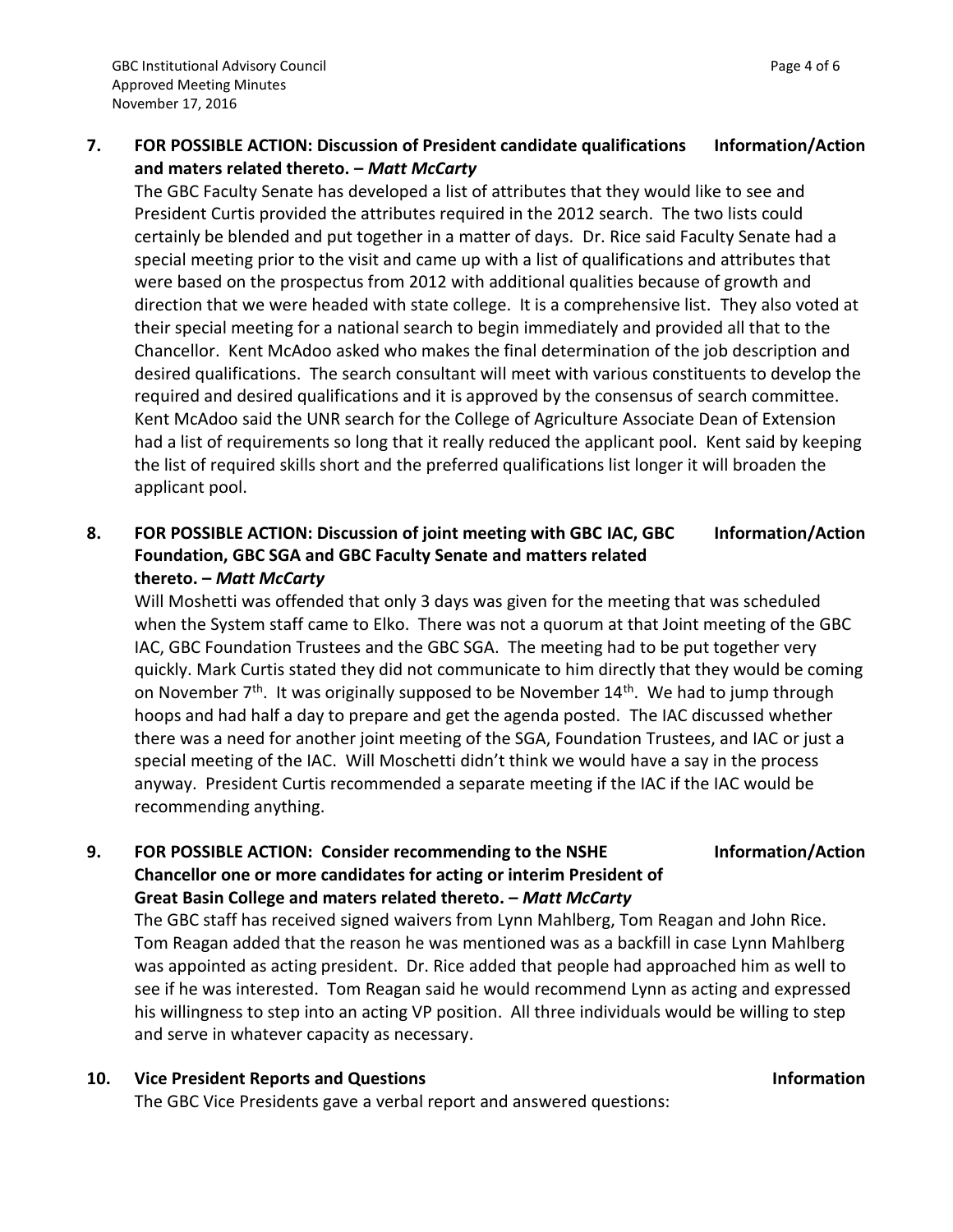**7. FOR POSSIBLE ACTION: Discussion of President candidate qualifications and maters related thereto. – *Matt McCarty*** **Information/Action**

The GBC Faculty Senate has developed a list of attributes that they would like to see and President Curtis provided the attributes required in the 2012 search. The two lists could certainly be blended and put together in a matter of days. Dr. Rice said Faculty Senate had a special meeting prior to the visit and came up with a list of qualifications and attributes that were based on the prospectus from 2012 with additional qualities because of growth and direction that we were headed with state college. It is a comprehensive list. They also voted at their special meeting for a national search to begin immediately and provided all that to the Chancellor. Kent McAdoo asked who makes the final determination of the job description and desired qualifications. The search consultant will meet with various constituents to develop the required and desired qualifications and it is approved by the consensus of search committee. Kent McAdoo said the UNR search for the College of Agriculture Associate Dean of Extension had a list of requirements so long that it really reduced the applicant pool. Kent said by keeping the list of required skills short and the preferred qualifications list longer it will broaden the applicant pool.

**8. FOR POSSIBLE ACTION: Discussion of joint meeting with GBC IAC, GBC Foundation, GBC SGA and GBC Faculty Senate and matters related thereto. – *Matt McCarty*** **Information/Action**

Will Moshetti was offended that only 3 days was given for the meeting that was scheduled when the System staff came to Elko. There was not a quorum at that Joint meeting of the GBC IAC, GBC Foundation Trustees and the GBC SGA. The meeting had to be put together very quickly. Mark Curtis stated they did not communicate to him directly that they would be coming on November 7th. It was originally supposed to be November 14th. We had to jump through hoops and had half a day to prepare and get the agenda posted. The IAC discussed whether there was a need for another joint meeting of the SGA, Foundation Trustees, and IAC or just a special meeting of the IAC. Will Moschetti didn't think we would have a say in the process anyway. President Curtis recommended a separate meeting if the IAC if the IAC would be recommending anything.

**9. FOR POSSIBLE ACTION: Consider recommending to the NSHE Chancellor one or more candidates for acting or interim President of Great Basin College and maters related thereto. – *Matt McCarty*** **Information/Action**

The GBC staff has received signed waivers from Lynn Mahlberg, Tom Reagan and John Rice. Tom Reagan added that the reason he was mentioned was as a backfill in case Lynn Mahlberg was appointed as acting president. Dr. Rice added that people had approached him as well to see if he was interested. Tom Reagan said he would recommend Lynn as acting and expressed his willingness to step into an acting VP position. All three individuals would be willing to step and serve in whatever capacity as necessary.

**10. Vice President Reports and Questions** **Information**

The GBC Vice Presidents gave a verbal report and answered questions: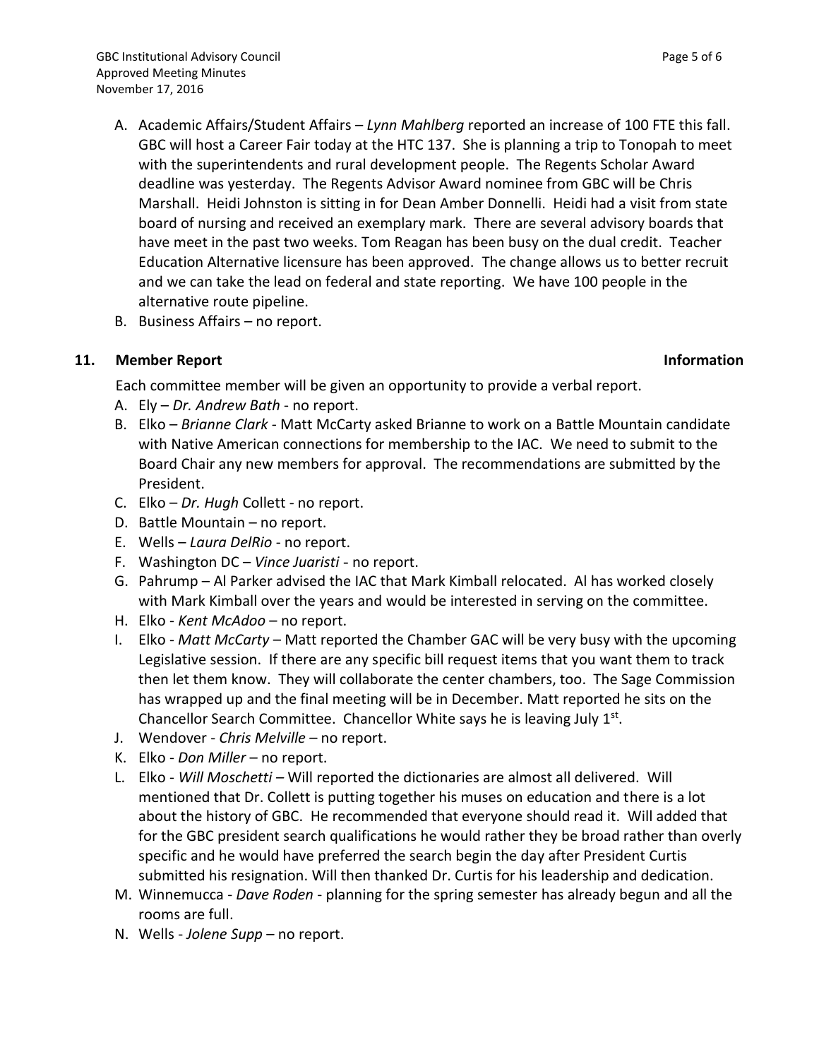A. Academic Affairs/Student Affairs – *Lynn Mahlberg* reported an increase of 100 FTE this fall. GBC will host a Career Fair today at the HTC 137. She is planning a trip to Tonopah to meet with the superintendents and rural development people. The Regents Scholar Award deadline was yesterday. The Regents Advisor Award nominee from GBC will be Chris Marshall. Heidi Johnston is sitting in for Dean Amber Donnelli. Heidi had a visit from state board of nursing and received an exemplary mark. There are several advisory boards that have meet in the past two weeks. Tom Reagan has been busy on the dual credit. Teacher Education Alternative licensure has been approved. The change allows us to better recruit and we can take the lead on federal and state reporting. We have 100 people in the alternative route pipeline.

B. Business Affairs – no report.

**11. Member Report** **Information**

Each committee member will be given an opportunity to provide a verbal report.

A. Ely – *Dr. Andrew Bath* - no report.
B. Elko – *Brianne Clark* - Matt McCarty asked Brianne to work on a Battle Mountain candidate with Native American connections for membership to the IAC. We need to submit to the Board Chair any new members for approval. The recommendations are submitted by the President.
C. Elko – *Dr. Hugh* Collett - no report.
D. Battle Mountain – no report.
E. Wells – *Laura DelRio* - no report.
F. Washington DC – *Vince Juaristi* - no report.
G. Pahrump – Al Parker advised the IAC that Mark Kimball relocated. Al has worked closely with Mark Kimball over the years and would be interested in serving on the committee.
H. Elko - *Kent McAdoo* – no report.
I. Elko - *Matt McCarty* – Matt reported the Chamber GAC will be very busy with the upcoming Legislative session. If there are any specific bill request items that you want them to track then let them know. They will collaborate the center chambers, too. The Sage Commission has wrapped up and the final meeting will be in December. Matt reported he sits on the Chancellor Search Committee. Chancellor White says he is leaving July 1st.
J. Wendover - *Chris Melville* – no report.
K. Elko - *Don Miller* – no report.
L. Elko - *Will Moschetti* – Will reported the dictionaries are almost all delivered. Will mentioned that Dr. Collett is putting together his muses on education and there is a lot about the history of GBC. He recommended that everyone should read it. Will added that for the GBC president search qualifications he would rather they be broad rather than overly specific and he would have preferred the search begin the day after President Curtis submitted his resignation. Will then thanked Dr. Curtis for his leadership and dedication.
M. Winnemucca - *Dave Roden* - planning for the spring semester has already begun and all the rooms are full.
N. Wells - *Jolene Supp* – no report.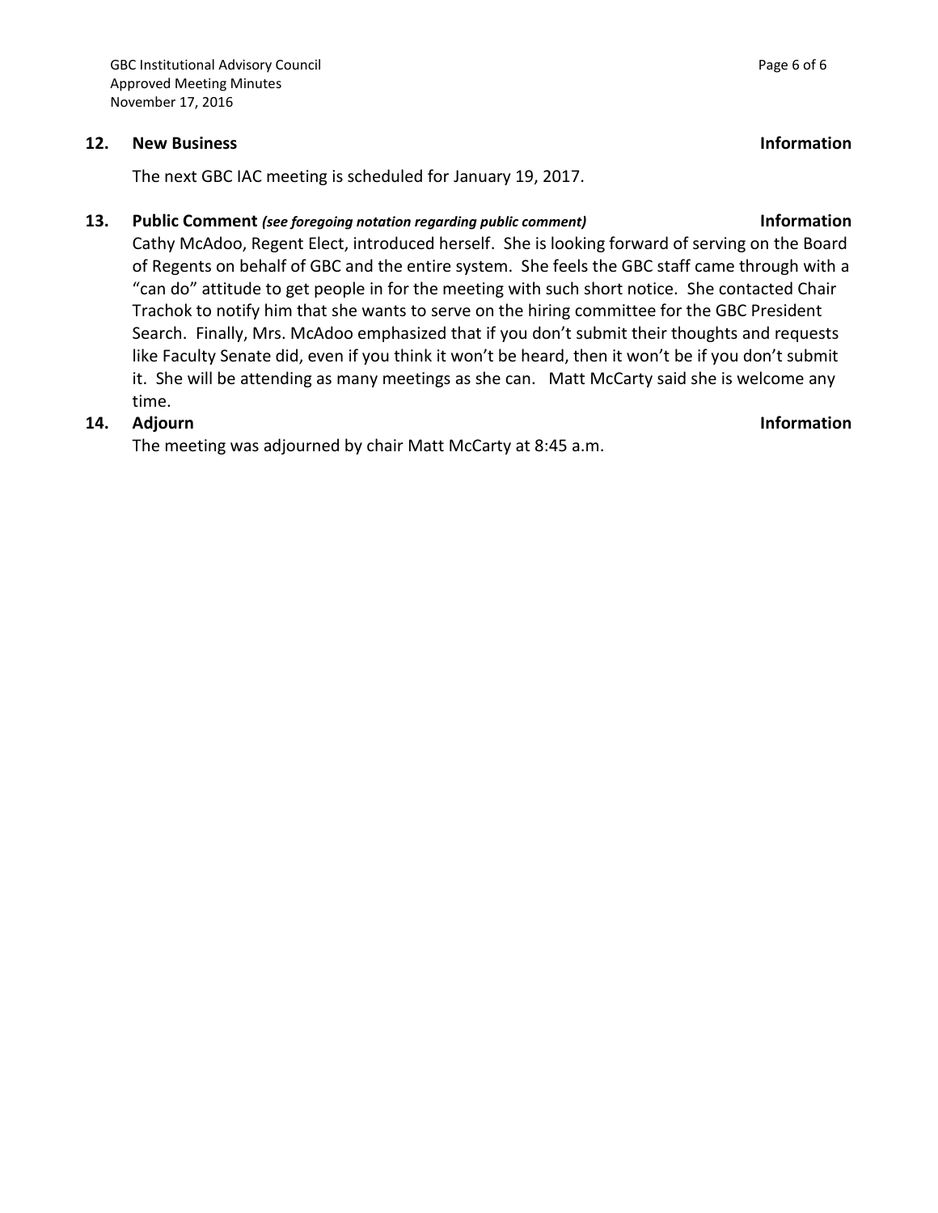### 12. New Business **Information**

The next GBC IAC meeting is scheduled for January 19, 2017.

### 13. Public Comment *(see foregoing notation regarding public comment)* **Information**

Cathy McAdoo, Regent Elect, introduced herself. She is looking forward of serving on the Board of Regents on behalf of GBC and the entire system. She feels the GBC staff came through with a "can do" attitude to get people in for the meeting with such short notice. She contacted Chair Trachok to notify him that she wants to serve on the hiring committee for the GBC President Search. Finally, Mrs. McAdoo emphasized that if you don't submit their thoughts and requests like Faculty Senate did, even if you think it won't be heard, then it won't be if you don't submit it. She will be attending as many meetings as she can. Matt McCarty said she is welcome any time.

### 14. Adjourn **Information**

The meeting was adjourned by chair Matt McCarty at 8:45 a.m.